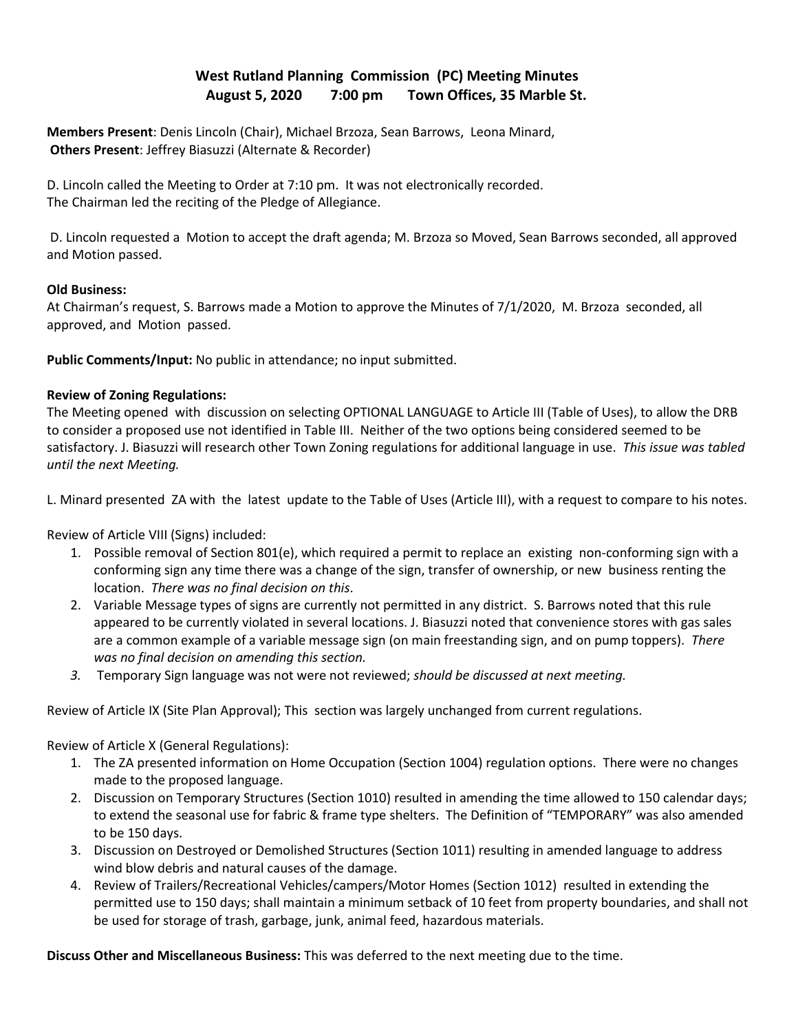# West Rutland Planning Commission (PC) Meeting Minutes
## August 5, 2020 7:00 pm Town Offices, 35 Marble St.

**Members Present**: Denis Lincoln (Chair), Michael Brzoza, Sean Barrows, Leona Minard,
**Others Present**: Jeffrey Biasuzzi (Alternate & Recorder)

D. Lincoln called the Meeting to Order at 7:10 pm. It was not electronically recorded.
The Chairman led the reciting of the Pledge of Allegiance.

D. Lincoln requested a Motion to accept the draft agenda; M. Brzoza so Moved, Sean Barrows seconded, all approved and Motion passed.

**Old Business:**
At Chairman's request, S. Barrows made a Motion to approve the Minutes of 7/1/2020, M. Brzoza seconded, all approved, and Motion passed.

**Public Comments/Input:** No public in attendance; no input submitted.

**Review of Zoning Regulations:**
The Meeting opened with discussion on selecting OPTIONAL LANGUAGE to Article III (Table of Uses), to allow the DRB to consider a proposed use not identified in Table III. Neither of the two options being considered seemed to be satisfactory. J. Biasuzzi will research other Town Zoning regulations for additional language in use. *This issue was tabled until the next Meeting.*

L. Minard presented ZA with the latest update to the Table of Uses (Article III), with a request to compare to his notes.

Review of Article VIII (Signs) included:

1. Possible removal of Section 801(e), which required a permit to replace an existing non-conforming sign with a conforming sign any time there was a change of the sign, transfer of ownership, or new business renting the location. *There was no final decision on this*.
2. Variable Message types of signs are currently not permitted in any district. S. Barrows noted that this rule appeared to be currently violated in several locations. J. Biasuzzi noted that convenience stores with gas sales are a common example of a variable message sign (on main freestanding sign, and on pump toppers). *There was no final decision on amending this section.*
3. Temporary Sign language was not were not reviewed; *should be discussed at next meeting.*

Review of Article IX (Site Plan Approval); This section was largely unchanged from current regulations.

Review of Article X (General Regulations):

1. The ZA presented information on Home Occupation (Section 1004) regulation options. There were no changes made to the proposed language.
2. Discussion on Temporary Structures (Section 1010) resulted in amending the time allowed to 150 calendar days; to extend the seasonal use for fabric & frame type shelters. The Definition of "TEMPORARY" was also amended to be 150 days.
3. Discussion on Destroyed or Demolished Structures (Section 1011) resulting in amended language to address wind blow debris and natural causes of the damage.
4. Review of Trailers/Recreational Vehicles/campers/Motor Homes (Section 1012) resulted in extending the permitted use to 150 days; shall maintain a minimum setback of 10 feet from property boundaries, and shall not be used for storage of trash, garbage, junk, animal feed, hazardous materials.

**Discuss Other and Miscellaneous Business:** This was deferred to the next meeting due to the time.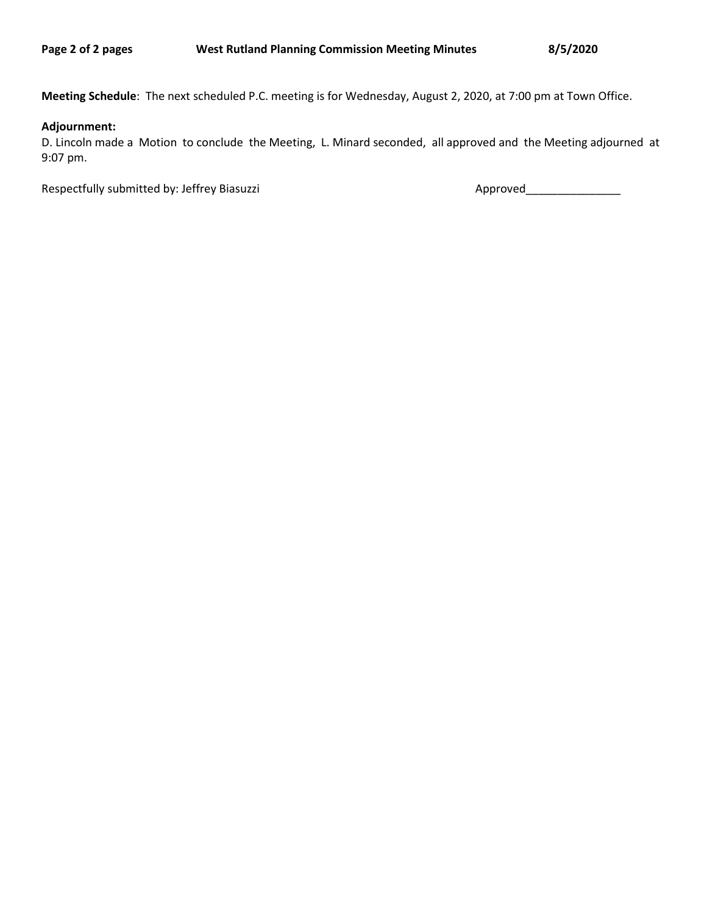**Meeting Schedule**: The next scheduled P.C. meeting is for Wednesday, August 2, 2020, at 7:00 pm at Town Office.

**Adjournment:**

D. Lincoln made a Motion to conclude the Meeting, L. Minard seconded, all approved and the Meeting adjourned at 9:07 pm.

Respectfully submitted by: Jeffrey Biasuzzi                                        Approved_______________